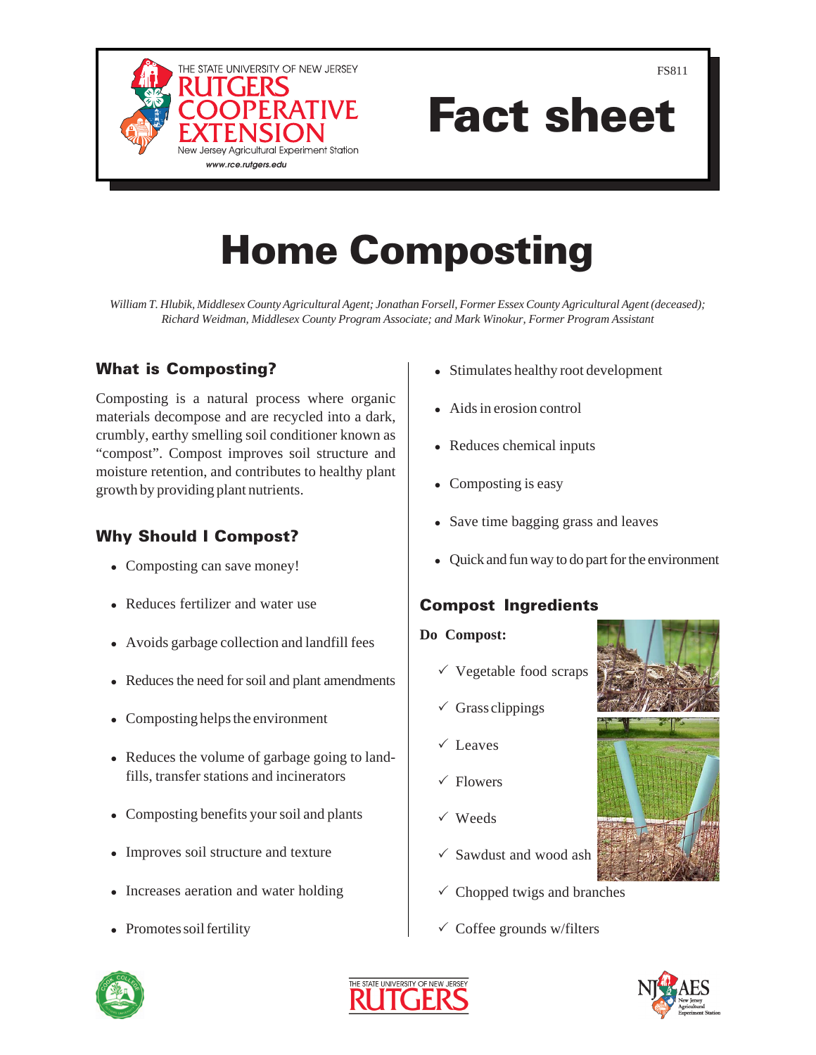FS811

# Fact sheet

# Home Composting

*William T. Hlubik, Middlesex County Agricultural Agent; Jonathan Forsell, Former Essex County Agricultural Agent (deceased); Richard Weidman, Middlesex County Program Associate; and Mark Winokur, Former Program Assistant*

## What is Composting?

Composting is a natural process where organic materials decompose and are recycled into a dark, crumbly, earthy smelling soil conditioner known as "compost". Compost improves soil structure and moisture retention, and contributes to healthy plant growth by providing plant nutrients.

## Why Should I Compost?

- Composting can save money!
- Reduces fertilizer and water use
- Avoids garbage collection and landfill fees
- Reduces the need for soil and plant amendments
- Composting helps the environment
- Reduces the volume of garbage going to landfills, transfer stations and incinerators
- Composting benefits your soil and plants
- Improves soil structure and texture
- Increases aeration and water holding
- Promotes soil fertility
- Stimulates healthy root development
- Aids in erosion control
- Reduces chemical inputs
- Composting is easy
- Save time bagging grass and leaves
- Quick and fun way to do part for the environment

## Compost Ingredients

**Do Compost:**

- ✓ Vegetable food scraps
- ✓ Grass clippings
- ✓ Leaves
- ✓ Flowers
- ✓ Weeds
- ✓ Sawdust and wood ash
- ✓ Chopped twigs and branches
- ✓ Coffee grounds w/filters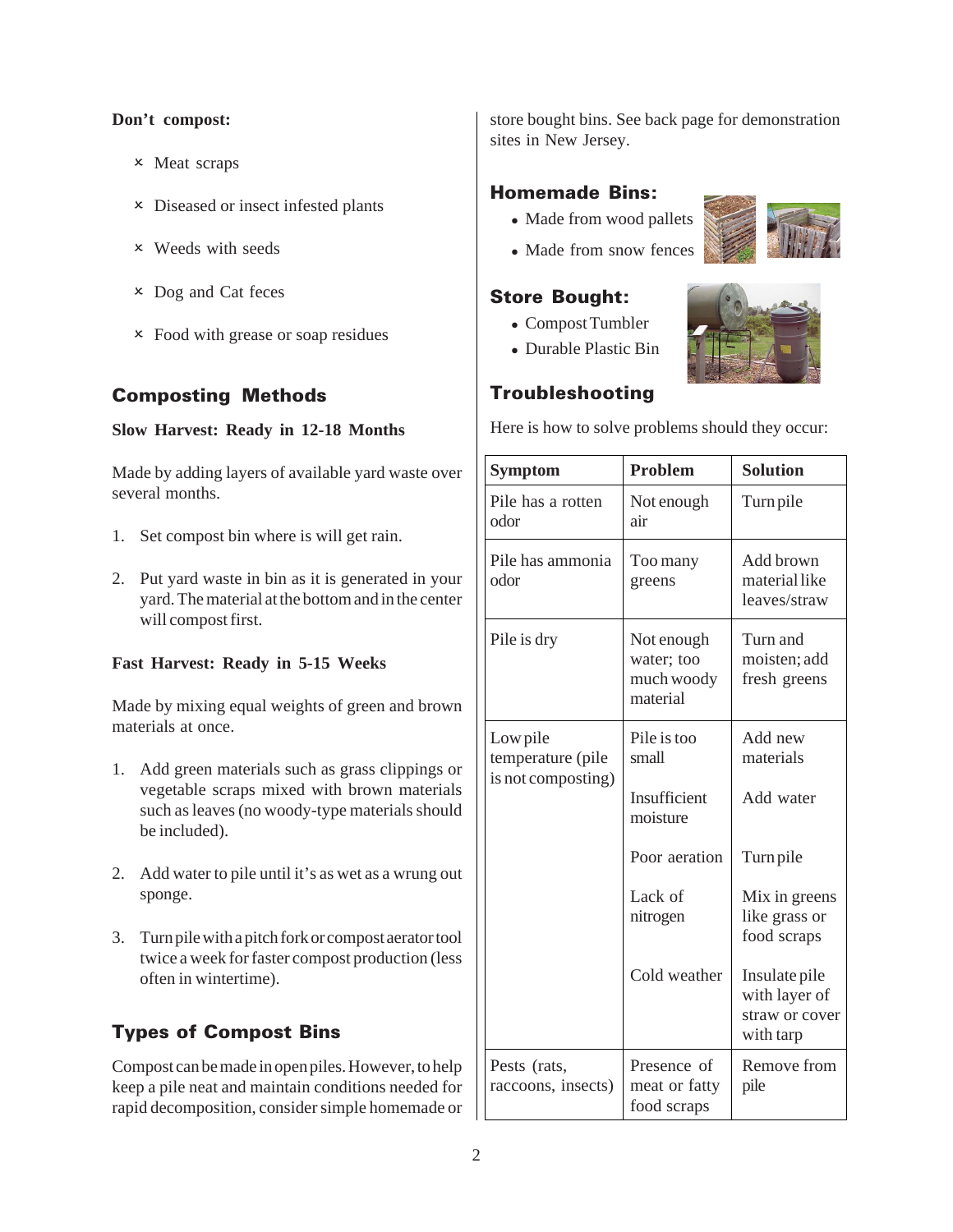**Don't compost:**

- × Meat scraps
- × Diseased or insect infested plants
- × Weeds with seeds
- × Dog and Cat feces
- × Food with grease or soap residues

## Composting Methods

**Slow Harvest: Ready in 12-18 Months**

Made by adding layers of available yard waste over several months.

1. Set compost bin where is will get rain.
2. Put yard waste in bin as it is generated in your yard. The material at the bottom and in the center will compost first.

**Fast Harvest: Ready in 5-15 Weeks**

Made by mixing equal weights of green and brown materials at once.

1. Add green materials such as grass clippings or vegetable scraps mixed with brown materials such as leaves (no woody-type materials should be included).
2. Add water to pile until it's as wet as a wrung out sponge.
3. Turn pile with a pitch fork or compost aerator tool twice a week for faster compost production (less often in wintertime).

## Types of Compost Bins

Compost can be made in open piles. However, to help keep a pile neat and maintain conditions needed for rapid decomposition, consider simple homemade or store bought bins. See back page for demonstration sites in New Jersey.

### Homemade Bins:

- Made from wood pallets
- Made from snow fences

### Store Bought:

- Compost Tumbler
- Durable Plastic Bin

## Troubleshooting

Here is how to solve problems should they occur:

| Symptom | Problem | Solution |
|---|---|---|
| Pile has a rotten odor | Not enough air | Turn pile |
| Pile has ammonia odor | Too many greens | Add brown material like leaves/straw |
| Pile is dry | Not enough water; too much woody material | Turn and moisten; add fresh greens |
| Low pile temperature (pile is not composting) | Pile is too small | Add new materials |
| | Insufficient moisture | Add water |
| | Poor aeration | Turn pile |
| | Lack of nitrogen | Mix in greens like grass or food scraps |
| | Cold weather | Insulate pile with layer of straw or cover with tarp |
| Pests (rats, raccoons, insects) | Presence of meat or fatty food scraps | Remove from pile |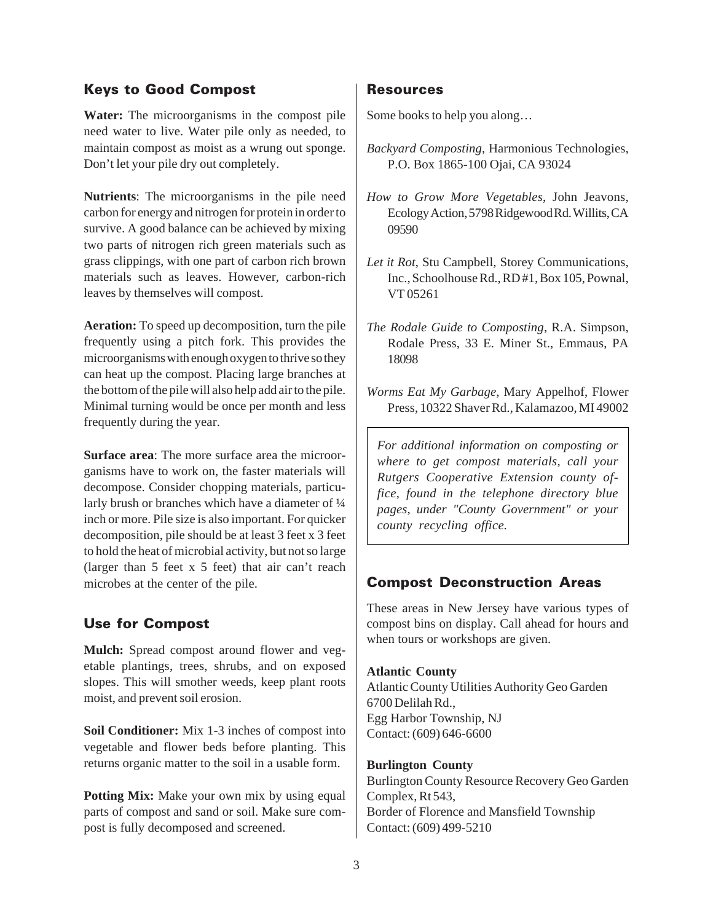## Keys to Good Compost

**Water:** The microorganisms in the compost pile need water to live. Water pile only as needed, to maintain compost as moist as a wrung out sponge. Don't let your pile dry out completely.

**Nutrients**: The microorganisms in the pile need carbon for energy and nitrogen for protein in order to survive. A good balance can be achieved by mixing two parts of nitrogen rich green materials such as grass clippings, with one part of carbon rich brown materials such as leaves. However, carbon-rich leaves by themselves will compost.

**Aeration:** To speed up decomposition, turn the pile frequently using a pitch fork. This provides the microorganisms with enough oxygen to thrive so they can heat up the compost. Placing large branches at the bottom of the pile will also help add air to the pile. Minimal turning would be once per month and less frequently during the year.

**Surface area**: The more surface area the microorganisms have to work on, the faster materials will decompose. Consider chopping materials, particularly brush or branches which have a diameter of ¼ inch or more. Pile size is also important. For quicker decomposition, pile should be at least 3 feet x 3 feet to hold the heat of microbial activity, but not so large (larger than 5 feet x 5 feet) that air can't reach microbes at the center of the pile.

## Use for Compost

**Mulch:** Spread compost around flower and vegetable plantings, trees, shrubs, and on exposed slopes. This will smother weeds, keep plant roots moist, and prevent soil erosion.

**Soil Conditioner:** Mix 1-3 inches of compost into vegetable and flower beds before planting. This returns organic matter to the soil in a usable form.

**Potting Mix:** Make your own mix by using equal parts of compost and sand or soil. Make sure compost is fully decomposed and screened.

## Resources

Some books to help you along…

*Backyard Composting*, Harmonious Technologies, P.O. Box 1865-100 Ojai, CA 93024

*How to Grow More Vegetables*, John Jeavons, Ecology Action, 5798 Ridgewood Rd. Willits, CA 09590

*Let it Rot*, Stu Campbell, Storey Communications, Inc., Schoolhouse Rd., RD #1, Box 105, Pownal, VT 05261

*The Rodale Guide to Composting*, R.A. Simpson, Rodale Press, 33 E. Miner St., Emmaus, PA 18098

*Worms Eat My Garbage*, Mary Appelhof, Flower Press, 10322 Shaver Rd., Kalamazoo, MI 49002

*For additional information on composting or where to get compost materials, call your Rutgers Cooperative Extension county office, found in the telephone directory blue pages, under "County Government" or your county recycling office.*

## Compost Deconstruction Areas

These areas in New Jersey have various types of compost bins on display. Call ahead for hours and when tours or workshops are given.

**Atlantic County**
Atlantic County Utilities Authority Geo Garden
6700 Delilah Rd.,
Egg Harbor Township, NJ
Contact: (609) 646-6600

**Burlington County**
Burlington County Resource Recovery Geo Garden Complex, Rt 543,
Border of Florence and Mansfield Township
Contact: (609) 499-5210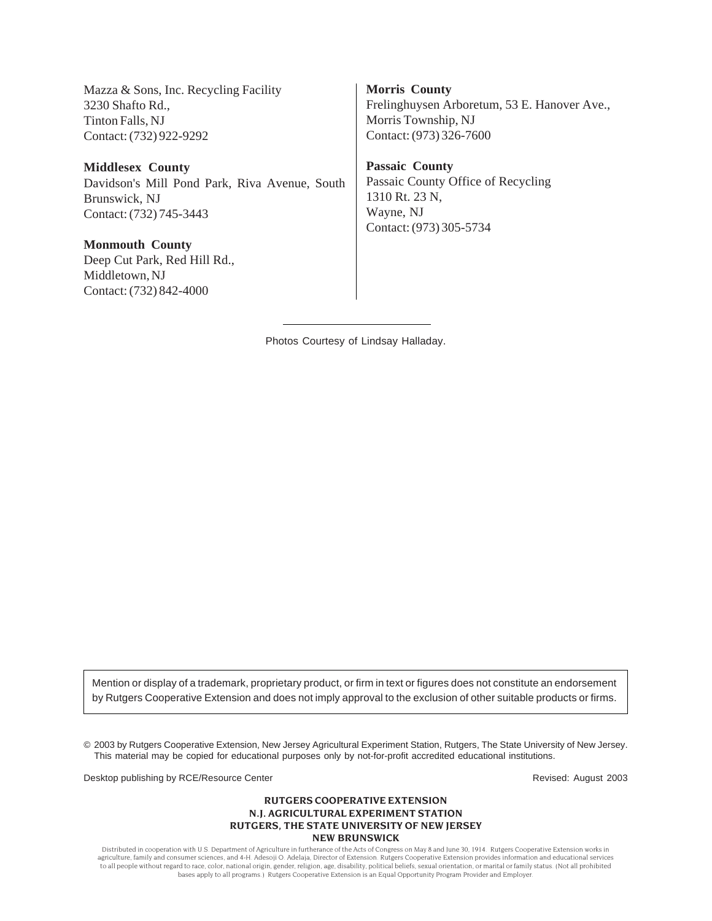Mazza & Sons, Inc. Recycling Facility
3230 Shafto Rd.,
Tinton Falls, NJ
Contact: (732) 922-9292

**Middlesex County**
Davidson's Mill Pond Park, Riva Avenue, South Brunswick, NJ
Contact: (732) 745-3443

**Monmouth County**
Deep Cut Park, Red Hill Rd.,
Middletown, NJ
Contact: (732) 842-4000

**Morris County**
Frelinghuysen Arboretum, 53 E. Hanover Ave.,
Morris Township, NJ
Contact: (973) 326-7600

**Passaic County**
Passaic County Office of Recycling
1310 Rt. 23 N,
Wayne, NJ
Contact: (973) 305-5734

---

Photos Courtesy of Lindsay Halladay.

Mention or display of a trademark, proprietary product, or firm in text or figures does not constitute an endorsement by Rutgers Cooperative Extension and does not imply approval to the exclusion of other suitable products or firms.

© 2003 by Rutgers Cooperative Extension, New Jersey Agricultural Experiment Station, Rutgers, The State University of New Jersey. This material may be copied for educational purposes only by not-for-profit accredited educational institutions.

Desktop publishing by RCE/Resource Center

Revised: August 2003

**RUTGERS COOPERATIVE EXTENSION**
**N.J. AGRICULTURAL EXPERIMENT STATION**
**RUTGERS, THE STATE UNIVERSITY OF NEW JERSEY**
**NEW BRUNSWICK**

Distributed in cooperation with U.S. Department of Agriculture in furtherance of the Acts of Congress on May 8 and June 30, 1914. Rutgers Cooperative Extension works in agriculture, family and consumer sciences, and 4-H. Adesoji O. Adelaja, Director of Extension. Rutgers Cooperative Extension provides information and educational services to all people without regard to race, color, national origin, gender, religion, age, disability, political beliefs, sexual orientation, or marital or family status. (Not all prohibited bases apply to all programs.) Rutgers Cooperative Extension is an Equal Opportunity Program Provider and Employer.